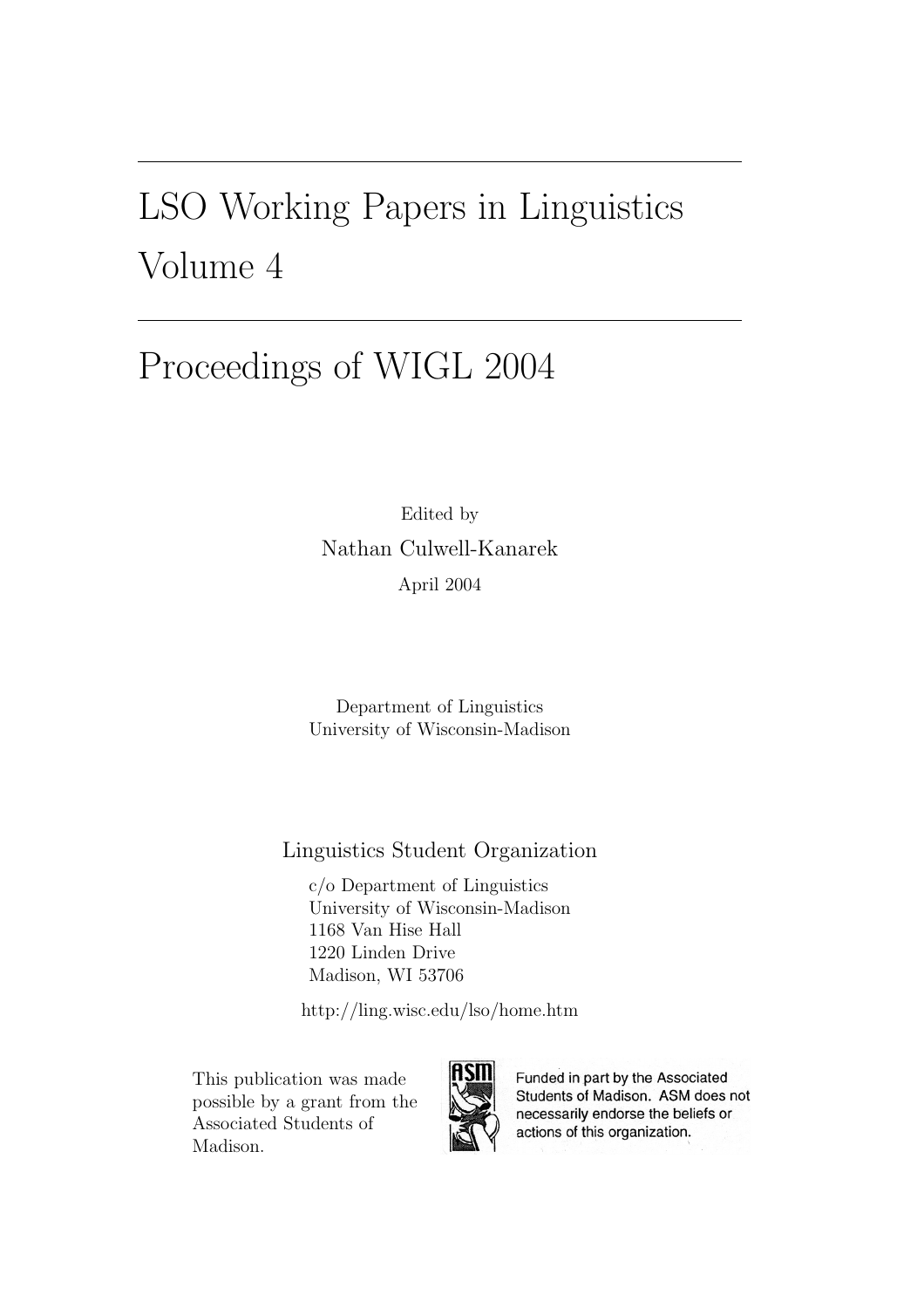# LSO Working Papers in Linguistics Volume 4

## Proceedings of WIGL 2004

Edited by

Nathan Culwell-Kanarek

April 2004

Department of Linguistics
University of Wisconsin-Madison

Linguistics Student Organization

c/o Department of Linguistics
University of Wisconsin-Madison
1168 Van Hise Hall
1220 Linden Drive
Madison, WI 53706

http://ling.wisc.edu/lso/home.htm

This publication was made possible by a grant from the Associated Students of Madison.

ASM

Funded in part by the Associated Students of Madison. ASM does not necessarily endorse the beliefs or actions of this organization.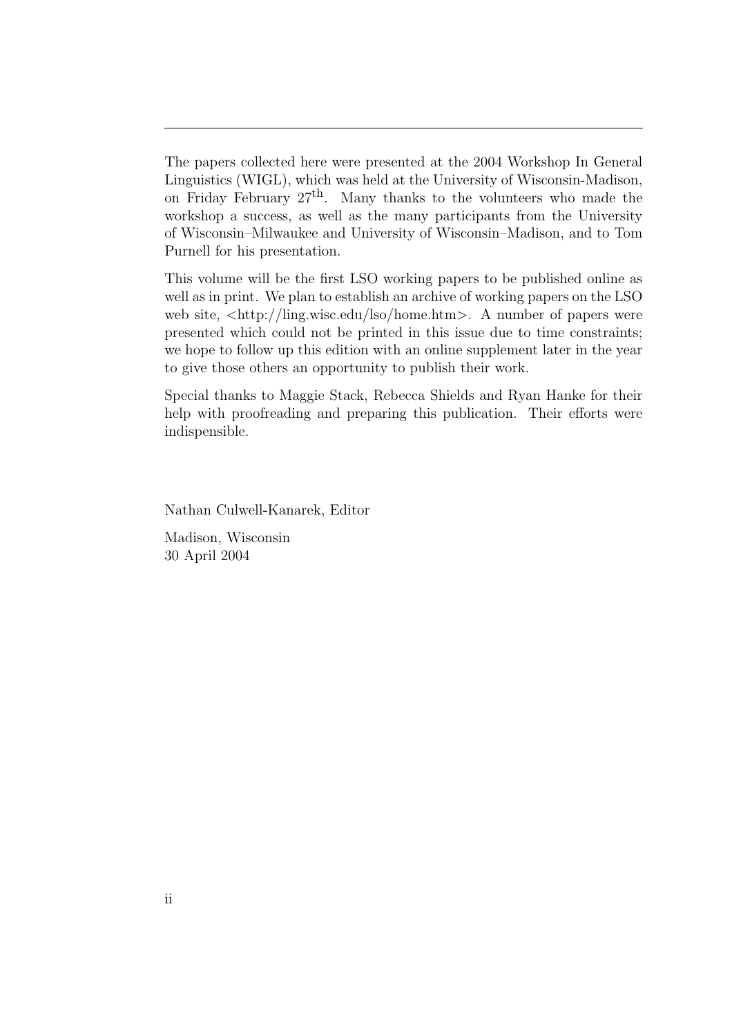The papers collected here were presented at the 2004 Workshop In General Linguistics (WIGL), which was held at the University of Wisconsin-Madison, on Friday February 27$^{\text{th}}$. Many thanks to the volunteers who made the workshop a success, as well as the many participants from the University of Wisconsin–Milwaukee and University of Wisconsin–Madison, and to Tom Purnell for his presentation.

This volume will be the first LSO working papers to be published online as well as in print. We plan to establish an archive of working papers on the LSO web site, <http://ling.wisc.edu/lso/home.htm>. A number of papers were presented which could not be printed in this issue due to time constraints; we hope to follow up this edition with an online supplement later in the year to give those others an opportunity to publish their work.

Special thanks to Maggie Stack, Rebecca Shields and Ryan Hanke for their help with proofreading and preparing this publication. Their efforts were indispensible.

Nathan Culwell-Kanarek, Editor

Madison, Wisconsin
30 April 2004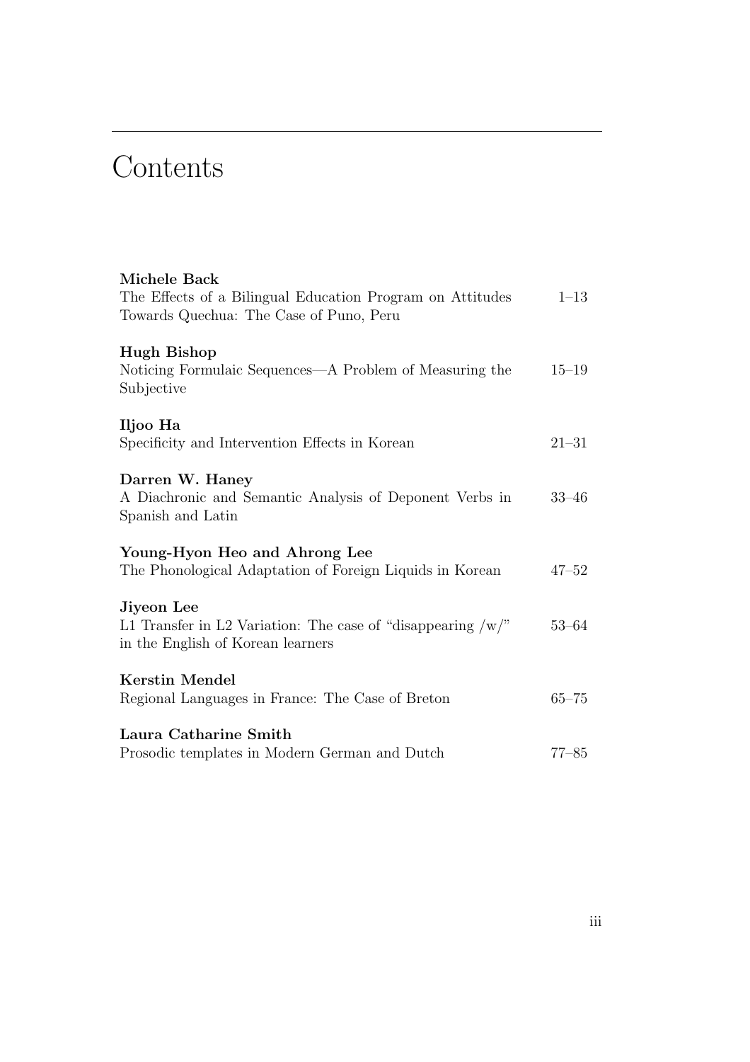# Contents

**Michele Back**
The Effects of a Bilingual Education Program on Attitudes Towards Quechua: The Case of Puno, Peru — 1–13

**Hugh Bishop**
Noticing Formulaic Sequences—A Problem of Measuring the Subjective — 15–19

**Iljoo Ha**
Specificity and Intervention Effects in Korean — 21–31

**Darren W. Haney**
A Diachronic and Semantic Analysis of Deponent Verbs in Spanish and Latin — 33–46

**Young-Hyon Heo and Ahrong Lee**
The Phonological Adaptation of Foreign Liquids in Korean — 47–52

**Jiyeon Lee**
L1 Transfer in L2 Variation: The case of "disappearing /w/" in the English of Korean learners — 53–64

**Kerstin Mendel**
Regional Languages in France: The Case of Breton — 65–75

**Laura Catharine Smith**
Prosodic templates in Modern German and Dutch — 77–85